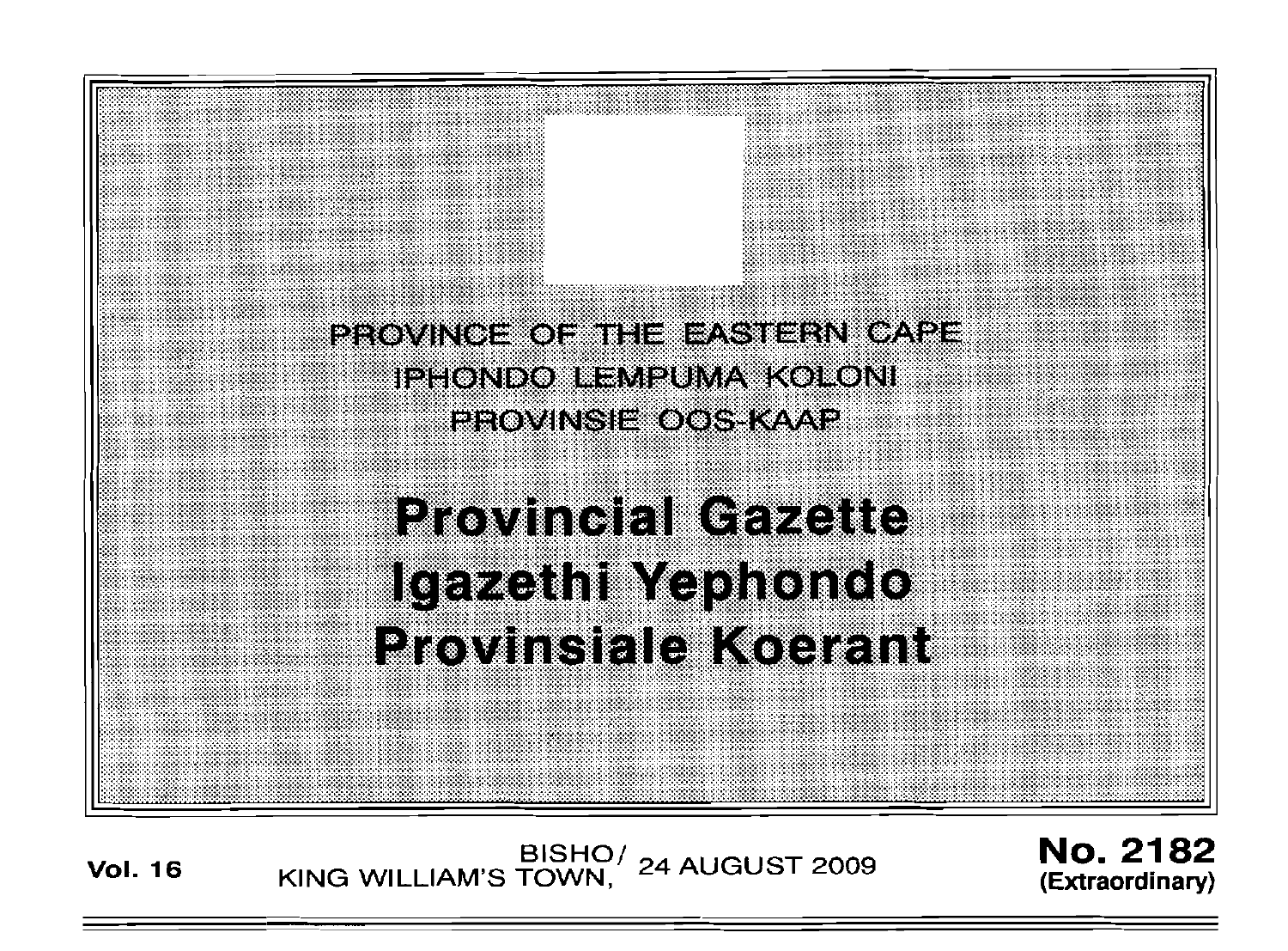PROVINCE OF THE EASTERN CAPE

IPHONDO LEMPUMA KOLONI

PROVINSIE OOS-KAAP

# Provincial Gazette
# Igazethi Yephondo
# Provinsiale Koerant

**Vol. 16** BISHO/ KING WILLIAM'S TOWN, 24 AUGUST 2009 **No. 2182 (Extraordinary)**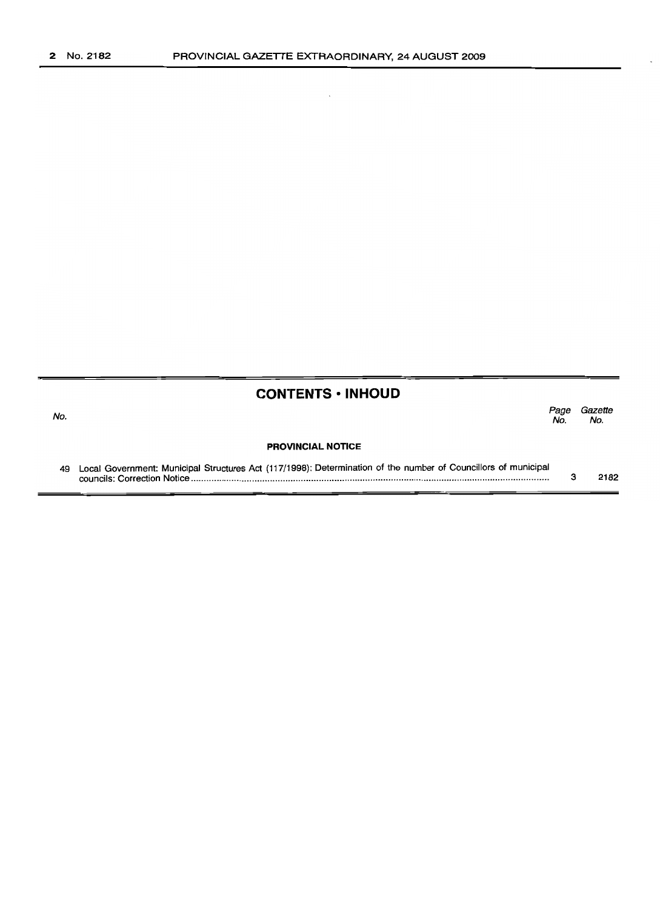## CONTENTS • INHOUD

| No. | | Page No. | Gazette No. |
|---|---|---|---|
| | **PROVINCIAL NOTICE** | | |
| 49 | Local Government: Municipal Structures Act (117/1998): Determination of the number of Councillors of municipal councils: Correction Notice | 3 | 2182 |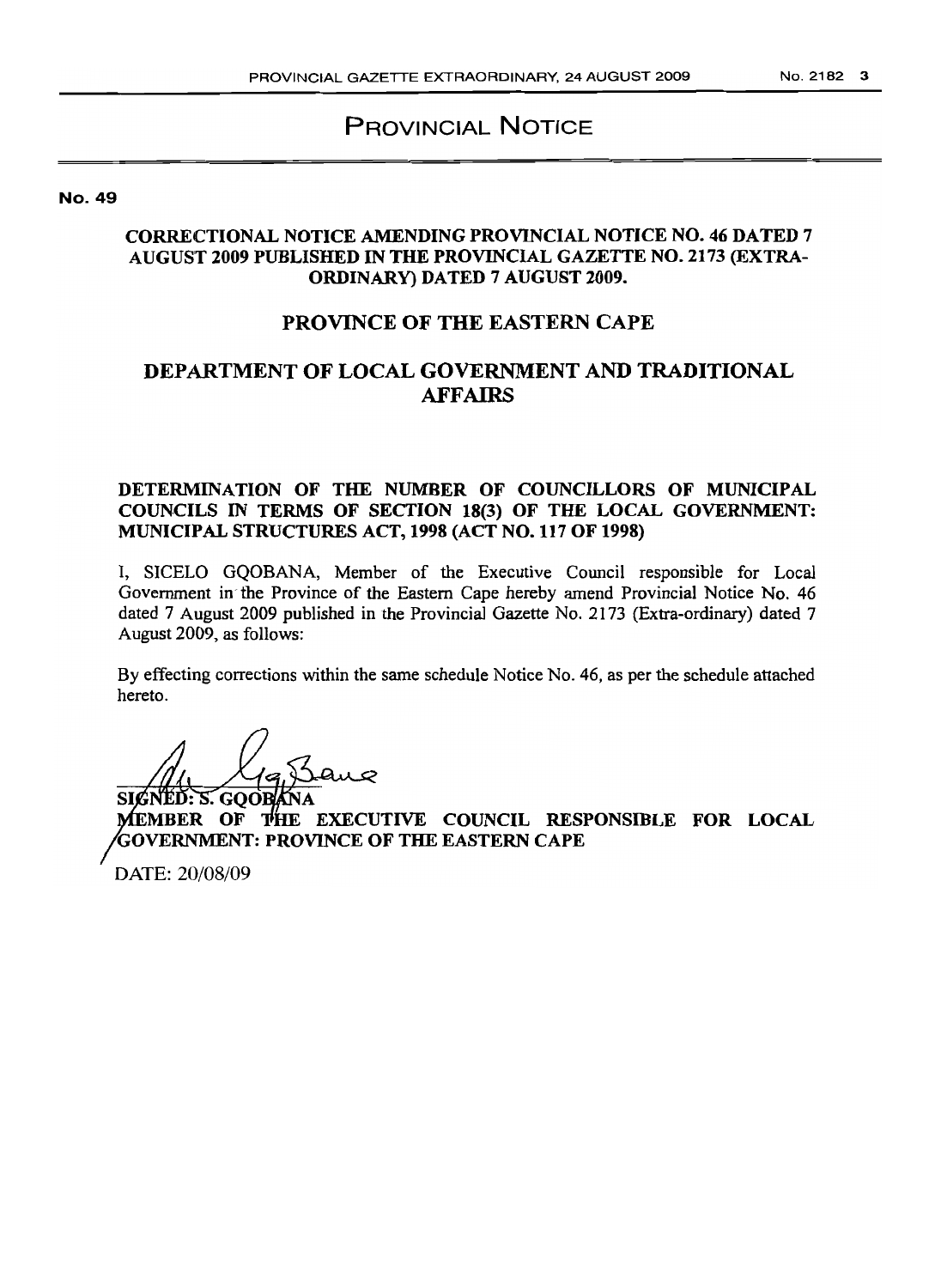# PROVINCIAL NOTICE

**No. 49**

## CORRECTIONAL NOTICE AMENDING PROVINCIAL NOTICE NO. 46 DATED 7 AUGUST 2009 PUBLISHED IN THE PROVINCIAL GAZETTE NO. 2173 (EXTRA-ORDINARY) DATED 7 AUGUST 2009.

## PROVINCE OF THE EASTERN CAPE

## DEPARTMENT OF LOCAL GOVERNMENT AND TRADITIONAL AFFAIRS

### DETERMINATION OF THE NUMBER OF COUNCILLORS OF MUNICIPAL COUNCILS IN TERMS OF SECTION 18(3) OF THE LOCAL GOVERNMENT: MUNICIPAL STRUCTURES ACT, 1998 (ACT NO. 117 OF 1998)

I, SICELO GQOBANA, Member of the Executive Council responsible for Local Government in the Province of the Eastern Cape hereby amend Provincial Notice No. 46 dated 7 August 2009 published in the Provincial Gazette No. 2173 (Extra-ordinary) dated 7 August 2009, as follows:

By effecting corrections within the same schedule Notice No. 46, as per the schedule attached hereto.

**SIGNED: S. GQOBANA**
**MEMBER OF THE EXECUTIVE COUNCIL RESPONSIBLE FOR LOCAL GOVERNMENT: PROVINCE OF THE EASTERN CAPE**

DATE: 20/08/09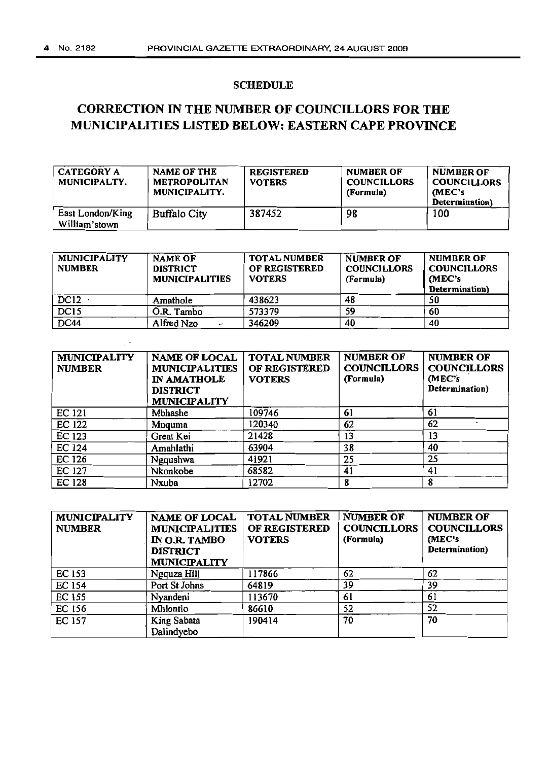## SCHEDULE

# CORRECTION IN THE NUMBER OF COUNCILLORS FOR THE MUNICIPALITIES LISTED BELOW: EASTERN CAPE PROVINCE

| CATEGORY A MUNICIPALTY. | NAME OF THE METROPOLITAN MUNICIPALITY. | REGISTERED VOTERS | NUMBER OF COUNCILLORS (Formula) | NUMBER OF COUNCILLORS (MEC's Determination) |
|---|---|---|---|---|
| East London/King William'stown | Buffalo City | 387452 | 98 | 100 |

| MUNICIPALITY NUMBER | NAME OF DISTRICT MUNICIPALITIES | TOTAL NUMBER OF REGISTERED VOTERS | NUMBER OF COUNCILLORS (Formula) | NUMBER OF COUNCILLORS (MEC's Determination) |
|---|---|---|---|---|
| DC12 | Amathole | 438623 | 48 | 50 |
| DC15 | O.R. Tambo | 573379 | 59 | 60 |
| DC44 | Alfred Nzo | 346209 | 40 | 40 |

| MUNICIPALITY NUMBER | NAME OF LOCAL MUNICIPALITIES IN AMATHOLE DISTRICT MUNICIPALITY | TOTAL NUMBER OF REGISTERED VOTERS | NUMBER OF COUNCILLORS (Formula) | NUMBER OF COUNCILLORS (MEC's Determination) |
|---|---|---|---|---|
| EC 121 | Mbhashe | 109746 | 61 | 61 |
| EC 122 | Mnquma | 120340 | 62 | 62 |
| EC 123 | Great Kei | 21428 | 13 | 13 |
| EC 124 | Amahlathi | 63904 | 38 | 40 |
| EC 126 | Ngqushwa | 41921 | 25 | 25 |
| EC 127 | Nkonkobe | 68582 | 41 | 41 |
| EC 128 | Nxuba | 12702 | 8 | 8 |

| MUNICIPALITY NUMBER | NAME OF LOCAL MUNICIPALITIES IN O.R. TAMBO DISTRICT MUNICIPALITY | TOTAL NUMBER OF REGISTERED VOTERS | NUMBER OF COUNCILLORS (Formula) | NUMBER OF COUNCILLORS (MEC's Determination) |
|---|---|---|---|---|
| EC 153 | Ngquza Hill | 117866 | 62 | 62 |
| EC 154 | Port St Johns | 64819 | 39 | 39 |
| EC 155 | Nyandeni | 113670 | 61 | 61 |
| EC 156 | Mhlontlo | 86610 | 52 | 52 |
| EC 157 | King Sabata Dalindyebo | 190414 | 70 | 70 |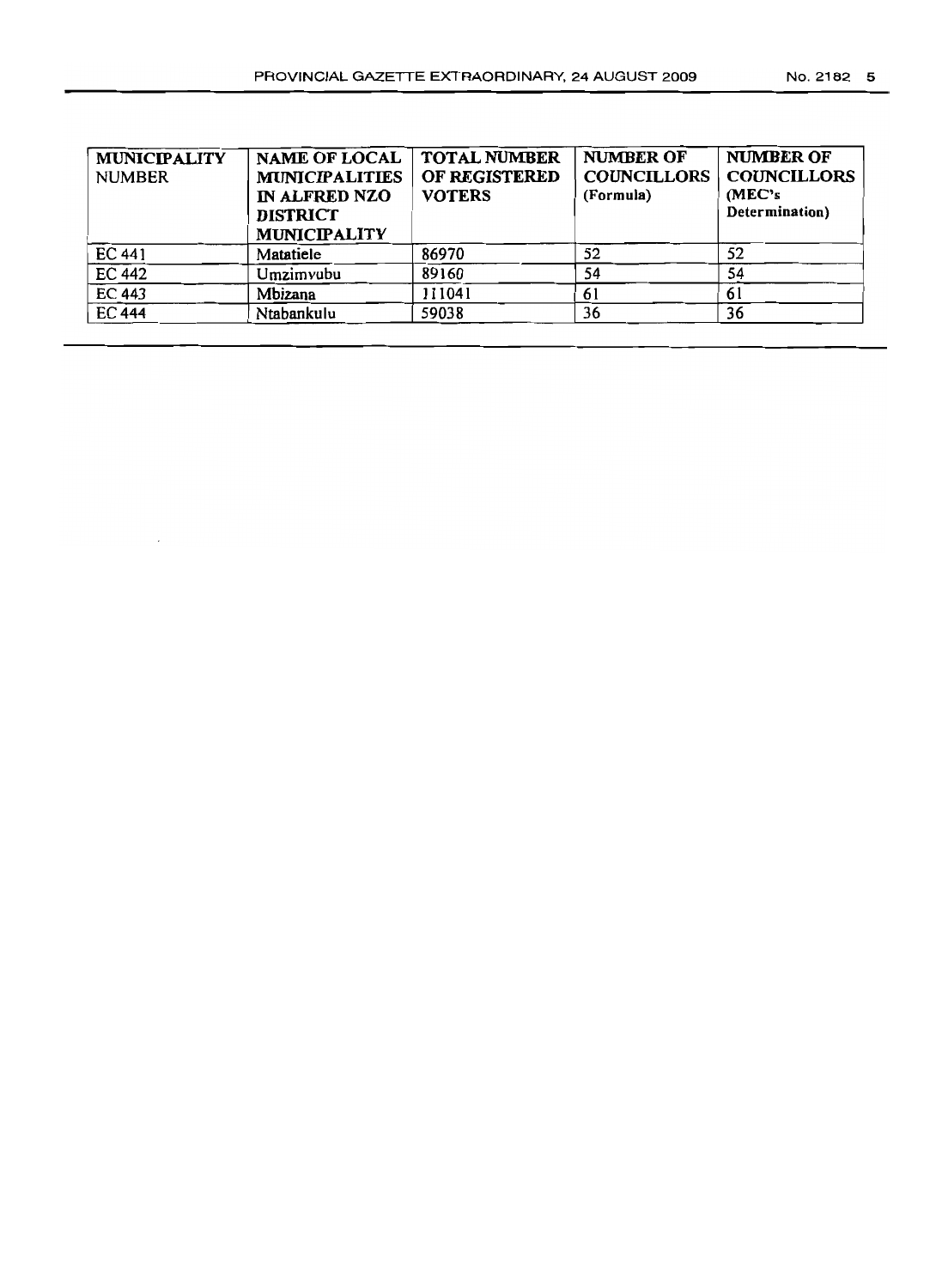| MUNICIPALITY NUMBER | NAME OF LOCAL MUNICIPALITIES IN ALFRED NZO DISTRICT MUNICIPALITY | TOTAL NUMBER OF REGISTERED VOTERS | NUMBER OF COUNCILLORS (Formula) | NUMBER OF COUNCILLORS (MEC's Determination) |
|---|---|---|---|---|
| EC 441 | Matatiele | 86970 | 52 | 52 |
| EC 442 | Umzimvubu | 89160 | 54 | 54 |
| EC 443 | Mbizana | 111041 | 61 | 61 |
| EC 444 | Ntabankulu | 59038 | 36 | 36 |